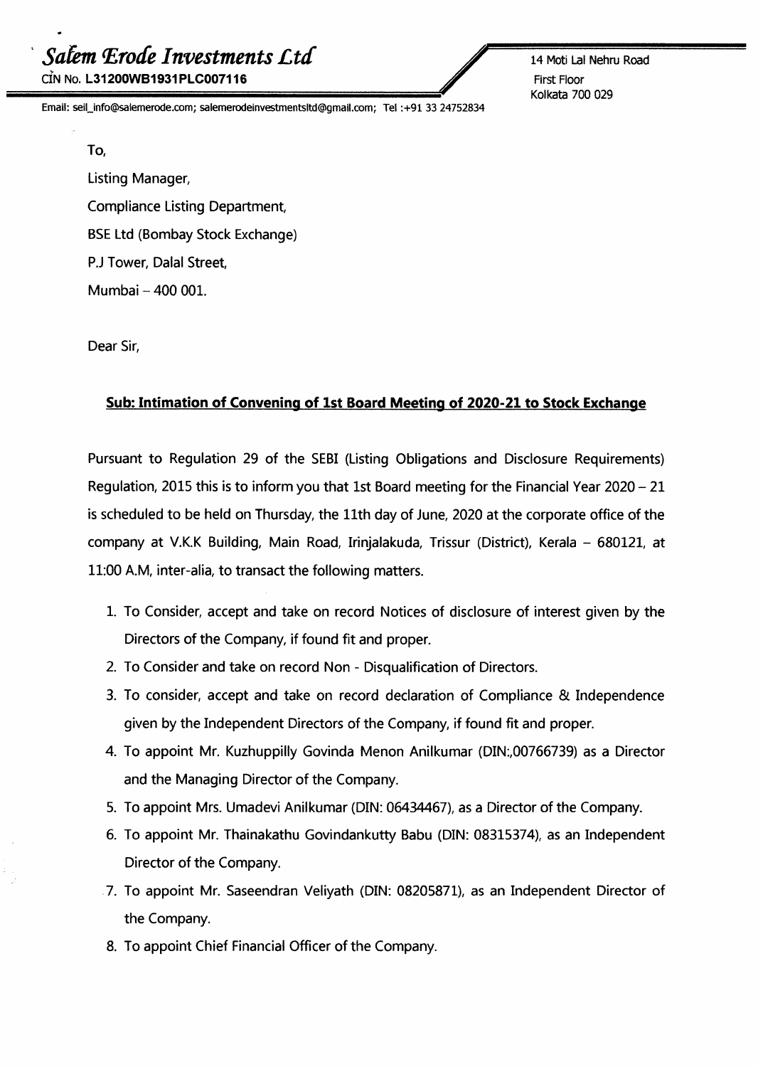# Salem Erode Investments Ltd

CIN No. **L31200WB1931PLC007116**

14 Moti Lal Nehru Road
First Floor
Kolkata 700 029

Email: seil_info@salemerode.com; salemerodeinvestmentsltd@gmail.com; Tel :+91 33 24752834

To,

Listing Manager,

Compliance Listing Department,

BSE Ltd (Bombay Stock Exchange)

P.J Tower, Dalal Street,

Mumbai – 400 001.

Dear Sir,

**Sub: Intimation of Convening of 1st Board Meeting of 2020-21 to Stock Exchange**

Pursuant to Regulation 29 of the SEBI (Listing Obligations and Disclosure Requirements) Regulation, 2015 this is to inform you that 1st Board meeting for the Financial Year 2020 – 21 is scheduled to be held on Thursday, the 11th day of June, 2020 at the corporate office of the company at V.K.K Building, Main Road, Irinjalakuda, Trissur (District), Kerala – 680121, at 11:00 A.M, inter-alia, to transact the following matters.

1. To Consider, accept and take on record Notices of disclosure of interest given by the Directors of the Company, if found fit and proper.
2. To Consider and take on record Non - Disqualification of Directors.
3. To consider, accept and take on record declaration of Compliance & Independence given by the Independent Directors of the Company, if found fit and proper.
4. To appoint Mr. Kuzhuppilly Govinda Menon Anilkumar (DIN:,00766739) as a Director and the Managing Director of the Company.
5. To appoint Mrs. Umadevi Anilkumar (DIN: 06434467), as a Director of the Company.
6. To appoint Mr. Thainakathu Govindankutty Babu (DIN: 08315374), as an Independent Director of the Company.
7. To appoint Mr. Saseendran Veliyath (DIN: 08205871), as an Independent Director of the Company.
8. To appoint Chief Financial Officer of the Company.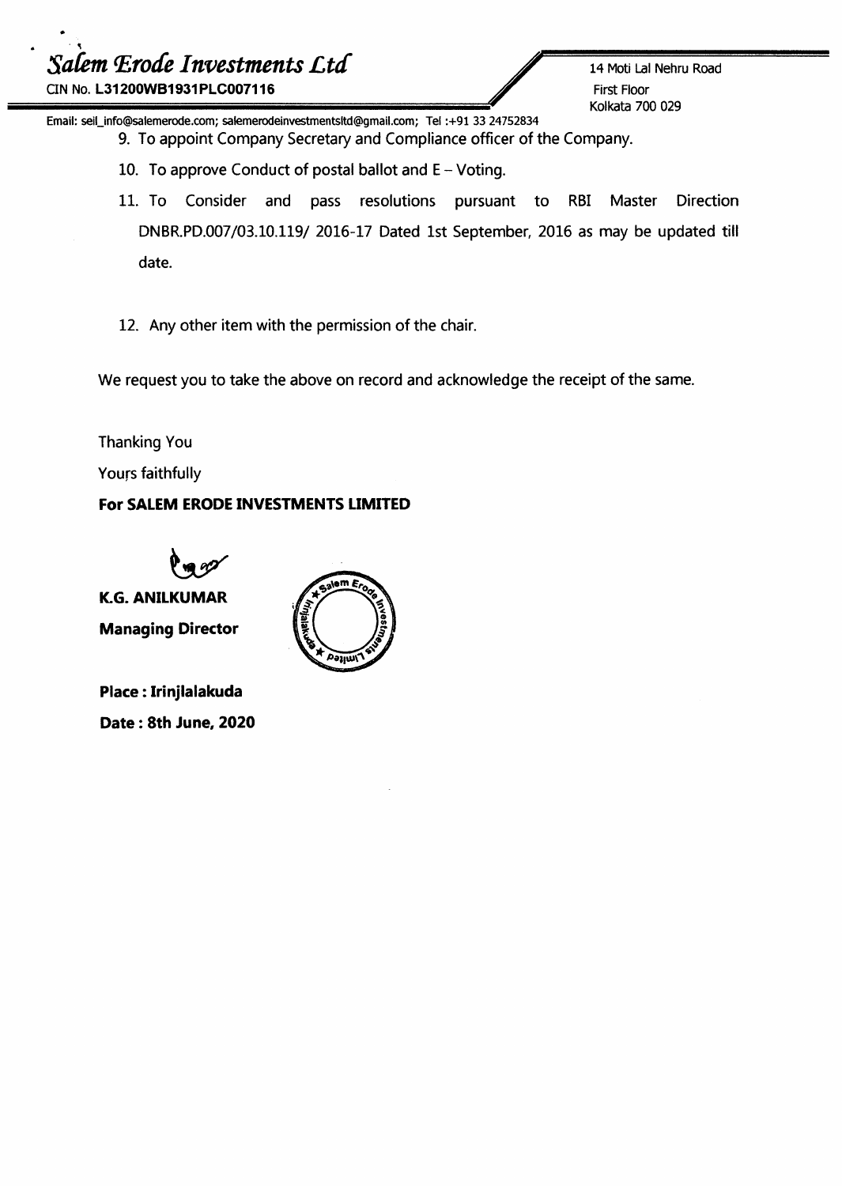9. To appoint Company Secretary and Compliance officer of the Company.
10. To approve Conduct of postal ballot and E – Voting.
11. To Consider and pass resolutions pursuant to RBI Master Direction DNBR.PD.007/03.10.119/ 2016-17 Dated 1st September, 2016 as may be updated till date.
12. Any other item with the permission of the chair.

We request you to take the above on record and acknowledge the receipt of the same.

Thanking You

Yours faithfully

**For SALEM ERODE INVESTMENTS LIMITED**

**K.G. ANILKUMAR**

**Managing Director**

**Place : Irinjlalakuda**

**Date : 8th June, 2020**